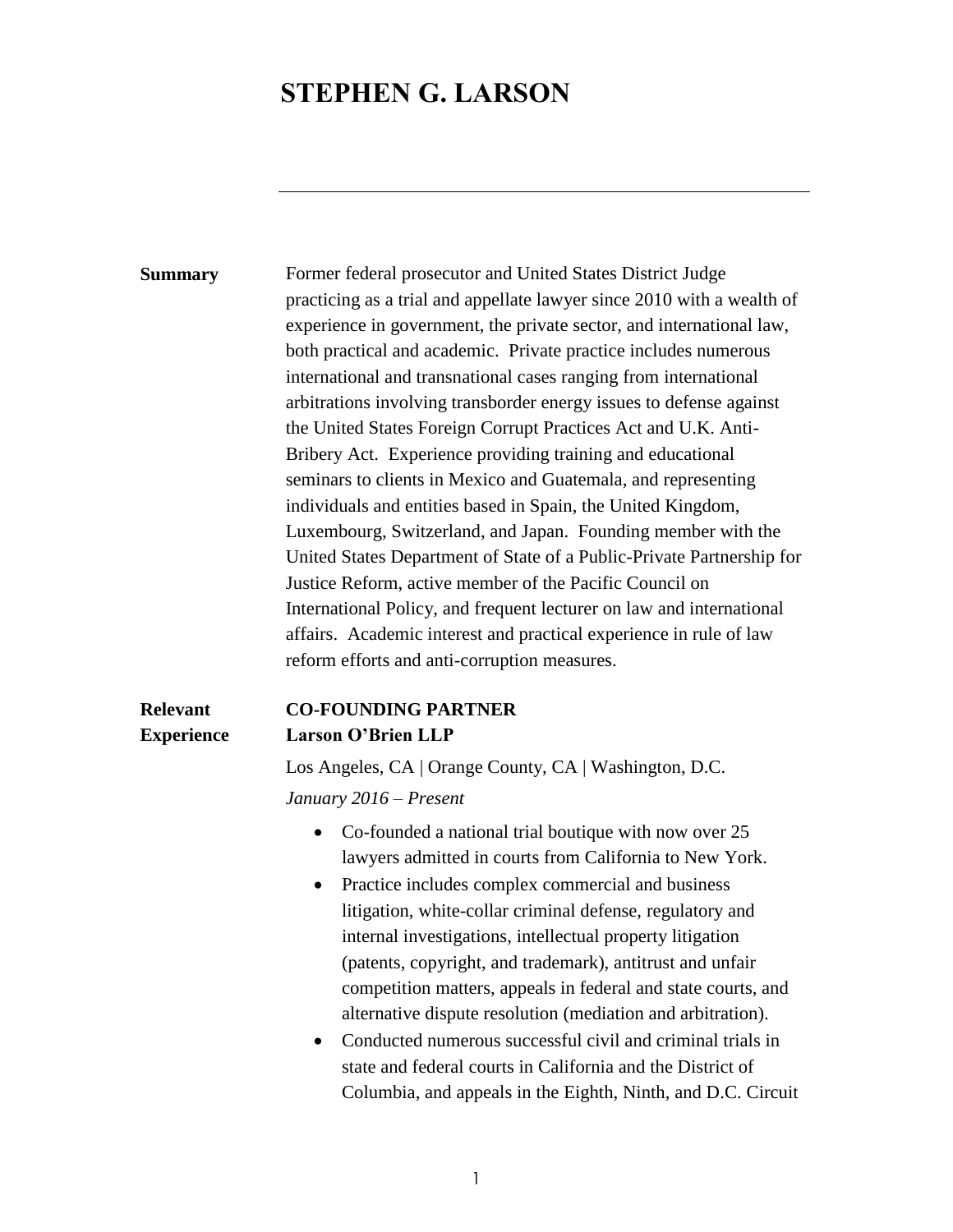# STEPHEN G. LARSON

---

**Summary**

Former federal prosecutor and United States District Judge practicing as a trial and appellate lawyer since 2010 with a wealth of experience in government, the private sector, and international law, both practical and academic. Private practice includes numerous international and transnational cases ranging from international arbitrations involving transborder energy issues to defense against the United States Foreign Corrupt Practices Act and U.K. Anti-Bribery Act. Experience providing training and educational seminars to clients in Mexico and Guatemala, and representing individuals and entities based in Spain, the United Kingdom, Luxembourg, Switzerland, and Japan. Founding member with the United States Department of State of a Public-Private Partnership for Justice Reform, active member of the Pacific Council on International Policy, and frequent lecturer on law and international affairs. Academic interest and practical experience in rule of law reform efforts and anti-corruption measures.

**Relevant Experience**

**CO-FOUNDING PARTNER**
**Larson O'Brien LLP**

Los Angeles, CA | Orange County, CA | Washington, D.C.

*January 2016 – Present*

- Co-founded a national trial boutique with now over 25 lawyers admitted in courts from California to New York.
- Practice includes complex commercial and business litigation, white-collar criminal defense, regulatory and internal investigations, intellectual property litigation (patents, copyright, and trademark), antitrust and unfair competition matters, appeals in federal and state courts, and alternative dispute resolution (mediation and arbitration).
- Conducted numerous successful civil and criminal trials in state and federal courts in California and the District of Columbia, and appeals in the Eighth, Ninth, and D.C. Circuit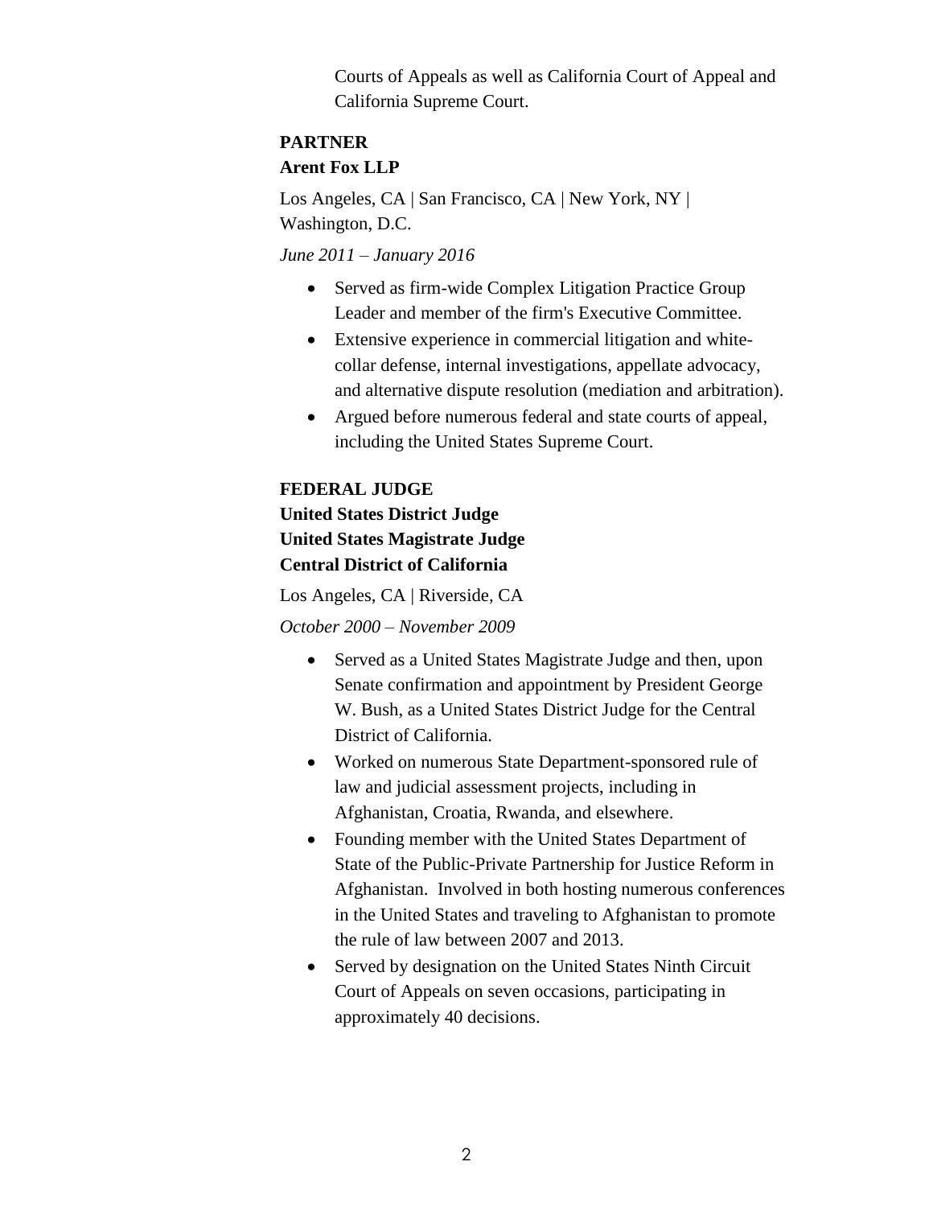Courts of Appeals as well as California Court of Appeal and California Supreme Court.

**PARTNER**
**Arent Fox LLP**

Los Angeles, CA | San Francisco, CA | New York, NY | Washington, D.C.

*June 2011 – January 2016*

- Served as firm-wide Complex Litigation Practice Group Leader and member of the firm's Executive Committee.
- Extensive experience in commercial litigation and white-collar defense, internal investigations, appellate advocacy, and alternative dispute resolution (mediation and arbitration).
- Argued before numerous federal and state courts of appeal, including the United States Supreme Court.

**FEDERAL JUDGE**
**United States District Judge**
**United States Magistrate Judge**
**Central District of California**

Los Angeles, CA | Riverside, CA

*October 2000 – November 2009*

- Served as a United States Magistrate Judge and then, upon Senate confirmation and appointment by President George W. Bush, as a United States District Judge for the Central District of California.
- Worked on numerous State Department-sponsored rule of law and judicial assessment projects, including in Afghanistan, Croatia, Rwanda, and elsewhere.
- Founding member with the United States Department of State of the Public-Private Partnership for Justice Reform in Afghanistan. Involved in both hosting numerous conferences in the United States and traveling to Afghanistan to promote the rule of law between 2007 and 2013.
- Served by designation on the United States Ninth Circuit Court of Appeals on seven occasions, participating in approximately 40 decisions.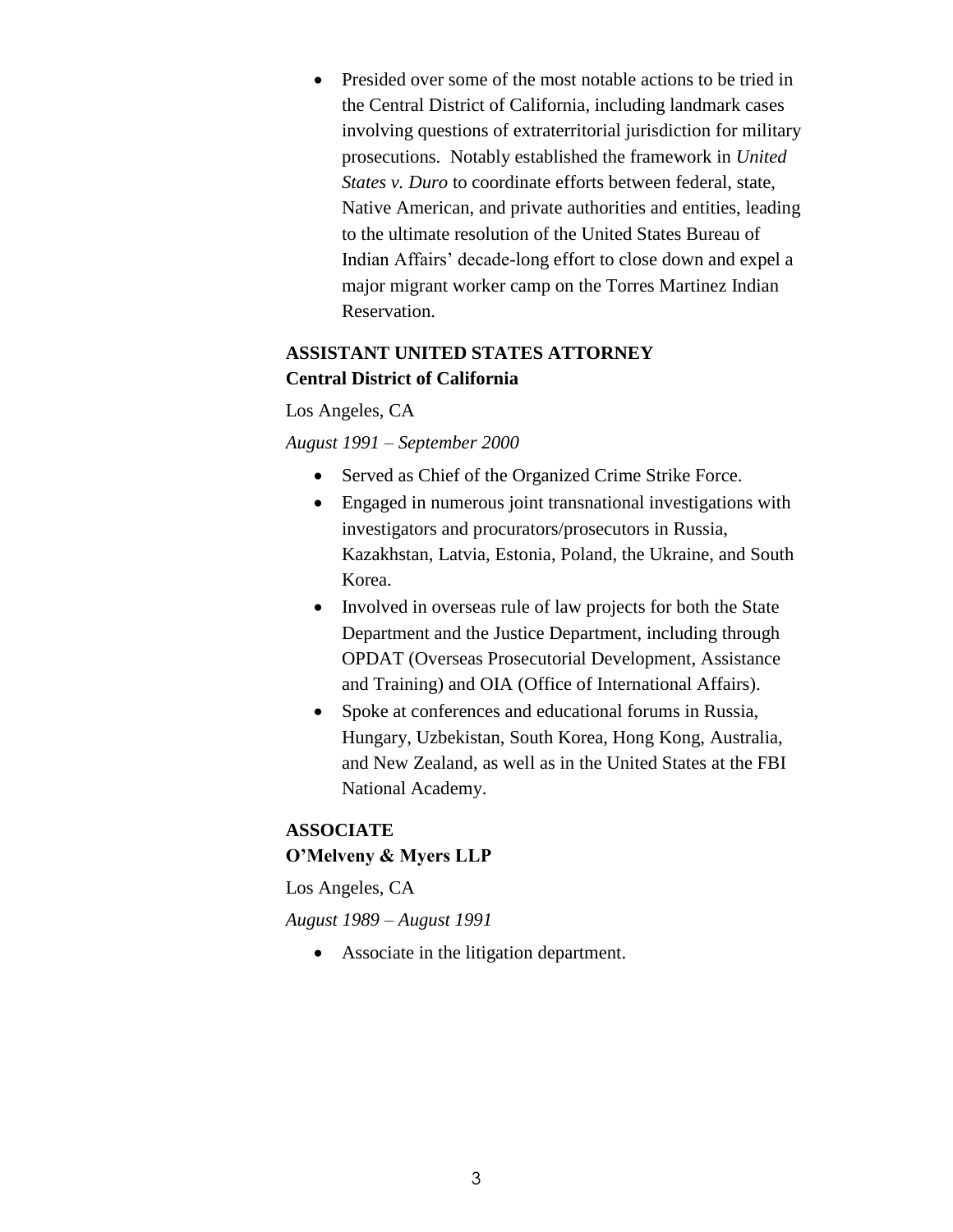- Presided over some of the most notable actions to be tried in the Central District of California, including landmark cases involving questions of extraterritorial jurisdiction for military prosecutions. Notably established the framework in *United States v. Duro* to coordinate efforts between federal, state, Native American, and private authorities and entities, leading to the ultimate resolution of the United States Bureau of Indian Affairs' decade-long effort to close down and expel a major migrant worker camp on the Torres Martinez Indian Reservation.

**ASSISTANT UNITED STATES ATTORNEY**
**Central District of California**

Los Angeles, CA

*August 1991 – September 2000*

- Served as Chief of the Organized Crime Strike Force.
- Engaged in numerous joint transnational investigations with investigators and procurators/prosecutors in Russia, Kazakhstan, Latvia, Estonia, Poland, the Ukraine, and South Korea.
- Involved in overseas rule of law projects for both the State Department and the Justice Department, including through OPDAT (Overseas Prosecutorial Development, Assistance and Training) and OIA (Office of International Affairs).
- Spoke at conferences and educational forums in Russia, Hungary, Uzbekistan, South Korea, Hong Kong, Australia, and New Zealand, as well as in the United States at the FBI National Academy.

**ASSOCIATE**
**O'Melveny & Myers LLP**

Los Angeles, CA

*August 1989 – August 1991*

- Associate in the litigation department.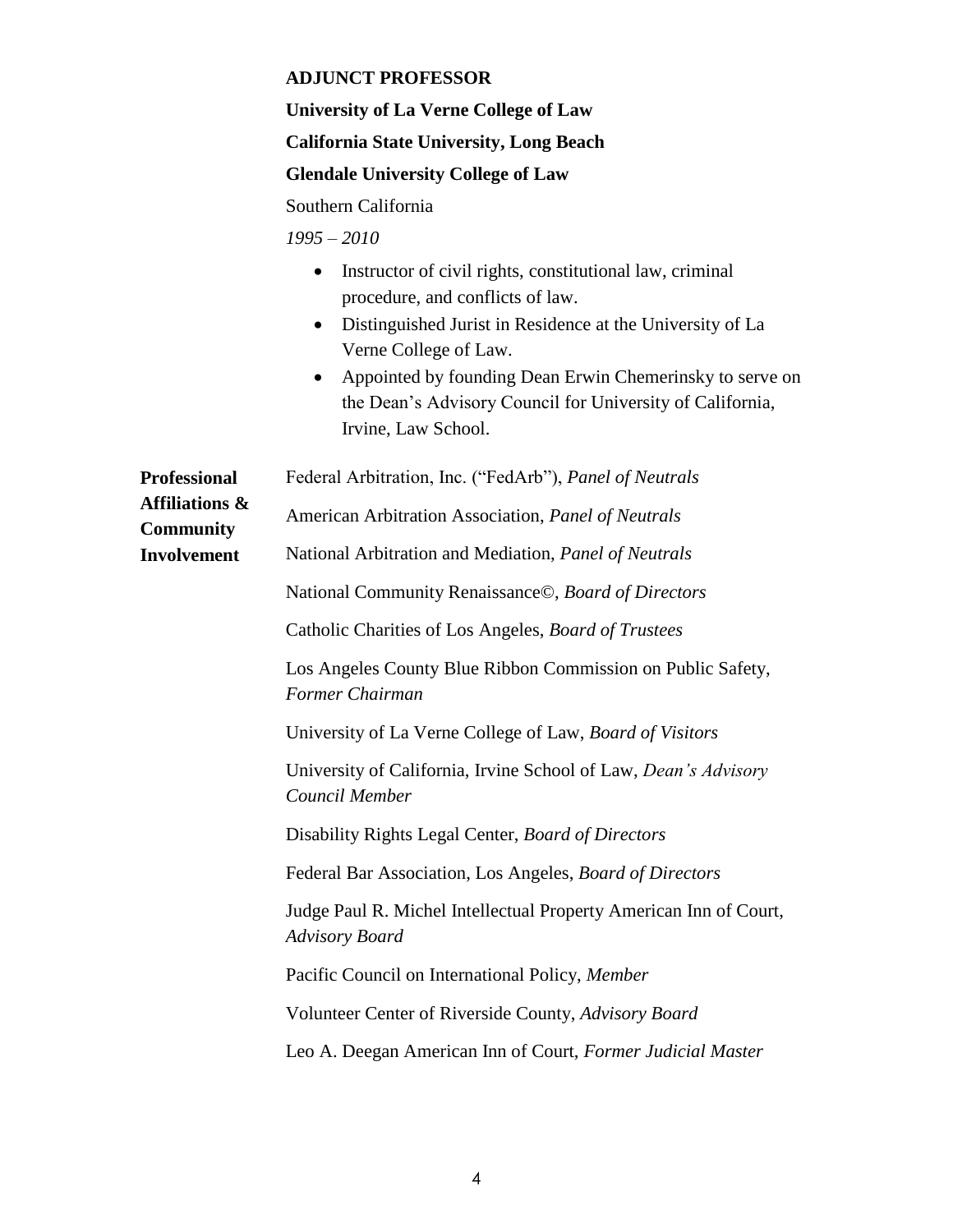**ADJUNCT PROFESSOR**

**University of La Verne College of Law**

**California State University, Long Beach**

**Glendale University College of Law**

Southern California

*1995 – 2010*

- Instructor of civil rights, constitutional law, criminal procedure, and conflicts of law.
- Distinguished Jurist in Residence at the University of La Verne College of Law.
- Appointed by founding Dean Erwin Chemerinsky to serve on the Dean's Advisory Council for University of California, Irvine, Law School.

**Professional Affiliations & Community Involvement**

Federal Arbitration, Inc. ("FedArb"), *Panel of Neutrals*

American Arbitration Association, *Panel of Neutrals*

National Arbitration and Mediation, *Panel of Neutrals*

National Community Renaissance©, *Board of Directors*

Catholic Charities of Los Angeles, *Board of Trustees*

Los Angeles County Blue Ribbon Commission on Public Safety, *Former Chairman*

University of La Verne College of Law, *Board of Visitors*

University of California, Irvine School of Law, *Dean's Advisory Council Member*

Disability Rights Legal Center, *Board of Directors*

Federal Bar Association, Los Angeles, *Board of Directors*

Judge Paul R. Michel Intellectual Property American Inn of Court, *Advisory Board*

Pacific Council on International Policy, *Member*

Volunteer Center of Riverside County, *Advisory Board*

Leo A. Deegan American Inn of Court, *Former Judicial Master*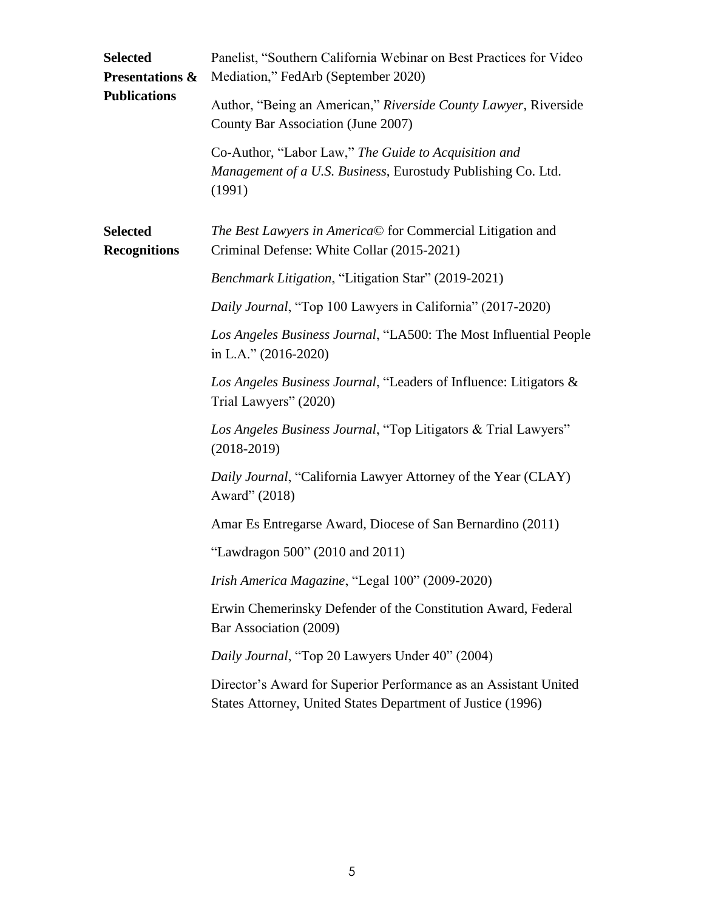**Selected Presentations & Publications**

Panelist, "Southern California Webinar on Best Practices for Video Mediation," FedArb (September 2020)

Author, "Being an American," *Riverside County Lawyer*, Riverside County Bar Association (June 2007)

Co-Author, "Labor Law," *The Guide to Acquisition and Management of a U.S. Business*, Eurostudy Publishing Co. Ltd. (1991)

**Selected Recognitions**

*The Best Lawyers in America*© for Commercial Litigation and Criminal Defense: White Collar (2015-2021)

*Benchmark Litigation*, "Litigation Star" (2019-2021)

*Daily Journal*, "Top 100 Lawyers in California" (2017-2020)

*Los Angeles Business Journal*, "LA500: The Most Influential People in L.A." (2016-2020)

*Los Angeles Business Journal*, "Leaders of Influence: Litigators & Trial Lawyers" (2020)

*Los Angeles Business Journal*, "Top Litigators & Trial Lawyers" (2018-2019)

*Daily Journal*, "California Lawyer Attorney of the Year (CLAY) Award" (2018)

Amar Es Entregarse Award, Diocese of San Bernardino (2011)

"Lawdragon 500" (2010 and 2011)

*Irish America Magazine*, "Legal 100" (2009-2020)

Erwin Chemerinsky Defender of the Constitution Award, Federal Bar Association (2009)

*Daily Journal*, "Top 20 Lawyers Under 40" (2004)

Director's Award for Superior Performance as an Assistant United States Attorney, United States Department of Justice (1996)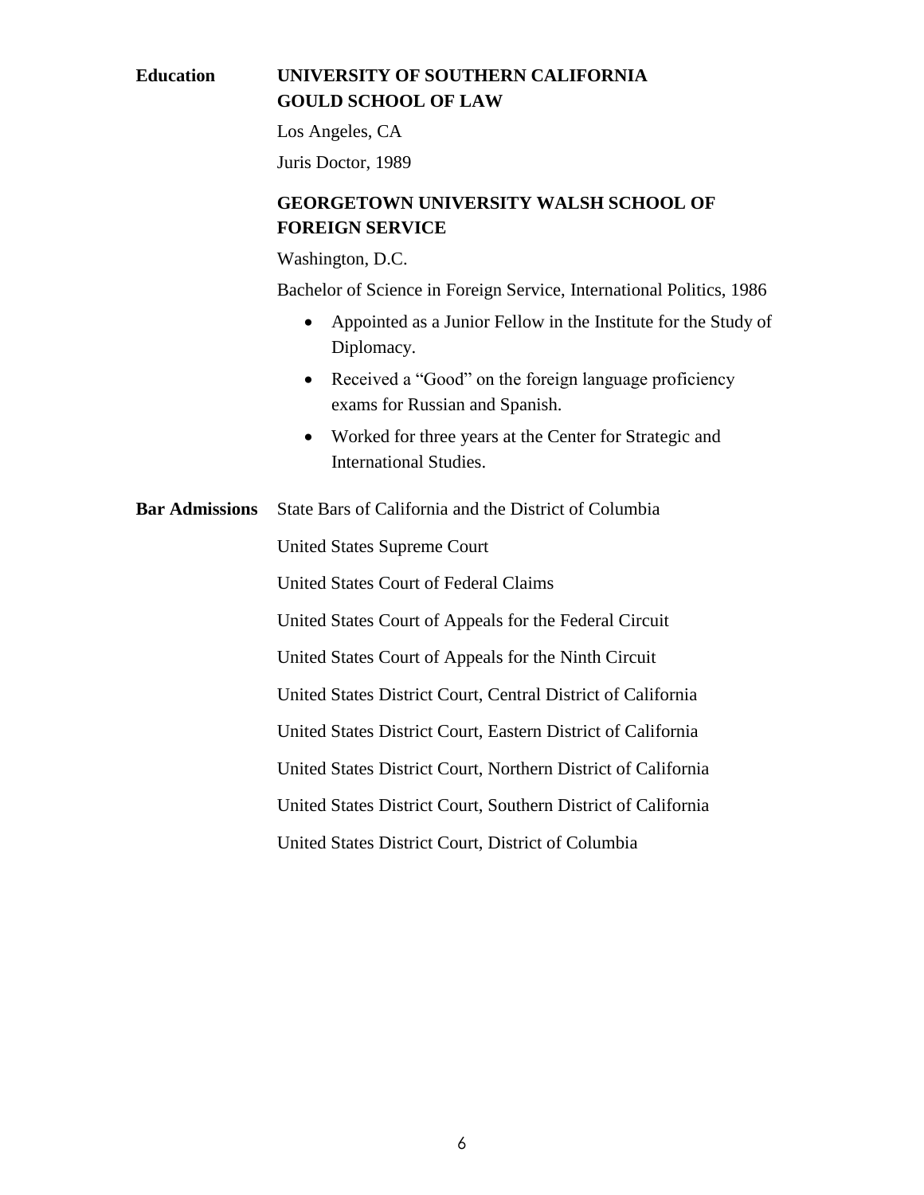**Education**

**UNIVERSITY OF SOUTHERN CALIFORNIA GOULD SCHOOL OF LAW**

Los Angeles, CA

Juris Doctor, 1989

**GEORGETOWN UNIVERSITY WALSH SCHOOL OF FOREIGN SERVICE**

Washington, D.C.

Bachelor of Science in Foreign Service, International Politics, 1986

- Appointed as a Junior Fellow in the Institute for the Study of Diplomacy.
- Received a "Good" on the foreign language proficiency exams for Russian and Spanish.
- Worked for three years at the Center for Strategic and International Studies.

**Bar Admissions**

State Bars of California and the District of Columbia

United States Supreme Court

United States Court of Federal Claims

United States Court of Appeals for the Federal Circuit

United States Court of Appeals for the Ninth Circuit

United States District Court, Central District of California

United States District Court, Eastern District of California

United States District Court, Northern District of California

United States District Court, Southern District of California

United States District Court, District of Columbia